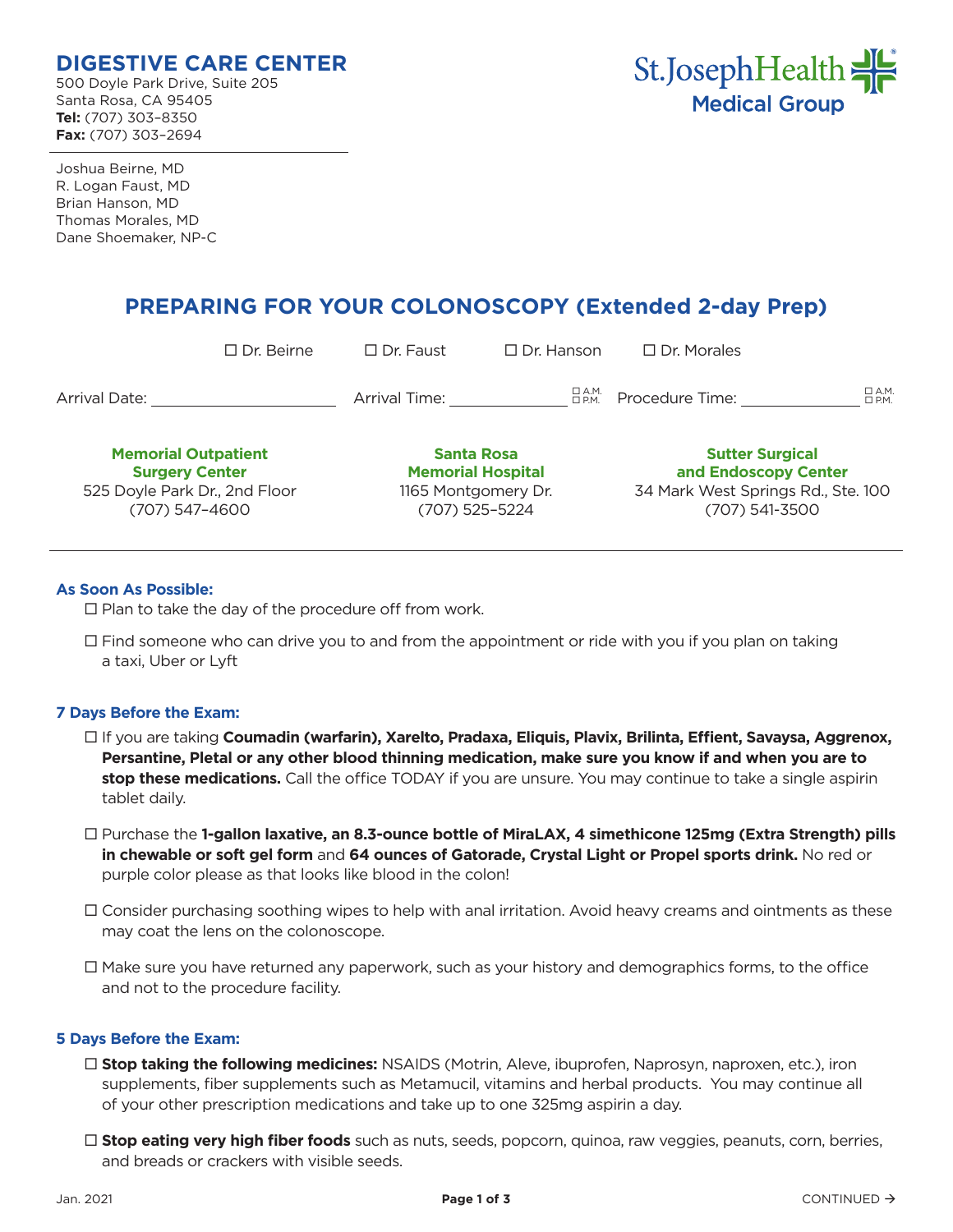**DIGESTIVE CARE CENTER**
500 Doyle Park Drive, Suite 205
Santa Rosa, CA 95405
**Tel:** (707) 303–8350
**Fax:** (707) 303–2694

St.JosephHealth
Medical Group

Joshua Beirne, MD
R. Logan Faust, MD
Brian Hanson, MD
Thomas Morales, MD
Dane Shoemaker, NP-C

# PREPARING FOR YOUR COLONOSCOPY (Extended 2-day Prep)

☐ Dr. Beirne ☐ Dr. Faust ☐ Dr. Hanson ☐ Dr. Morales

Arrival Date: ____________________ Arrival Time: ______________ ☐ A.M. ☐ P.M. Procedure Time: ______________ ☐ A.M. ☐ P.M.

| **Memorial Outpatient Surgery Center** | **Santa Rosa Memorial Hospital** | **Sutter Surgical and Endoscopy Center** |
|---|---|---|
| 525 Doyle Park Dr., 2nd Floor | 1165 Montgomery Dr. | 34 Mark West Springs Rd., Ste. 100 |
| (707) 547–4600 | (707) 525–5224 | (707) 541-3500 |

### As Soon As Possible:

- ☐ Plan to take the day of the procedure off from work.
- ☐ Find someone who can drive you to and from the appointment or ride with you if you plan on taking a taxi, Uber or Lyft

### 7 Days Before the Exam:

- ☐ If you are taking **Coumadin (warfarin), Xarelto, Pradaxa, Eliquis, Plavix, Brilinta, Effient, Savaysa, Aggrenox, Persantine, Pletal or any other blood thinning medication, make sure you know if and when you are to stop these medications.** Call the office TODAY if you are unsure. You may continue to take a single aspirin tablet daily.
- ☐ Purchase the **1-gallon laxative, an 8.3-ounce bottle of MiraLAX, 4 simethicone 125mg (Extra Strength) pills in chewable or soft gel form** and **64 ounces of Gatorade, Crystal Light or Propel sports drink.** No red or purple color please as that looks like blood in the colon!
- ☐ Consider purchasing soothing wipes to help with anal irritation. Avoid heavy creams and ointments as these may coat the lens on the colonoscope.
- ☐ Make sure you have returned any paperwork, such as your history and demographics forms, to the office and not to the procedure facility.

### 5 Days Before the Exam:

- ☐ **Stop taking the following medicines:** NSAIDS (Motrin, Aleve, ibuprofen, Naprosyn, naproxen, etc.), iron supplements, fiber supplements such as Metamucil, vitamins and herbal products. You may continue all of your other prescription medications and take up to one 325mg aspirin a day.
- ☐ **Stop eating very high fiber foods** such as nuts, seeds, popcorn, quinoa, raw veggies, peanuts, corn, berries, and breads or crackers with visible seeds.

Jan. 2021

CONTINUED →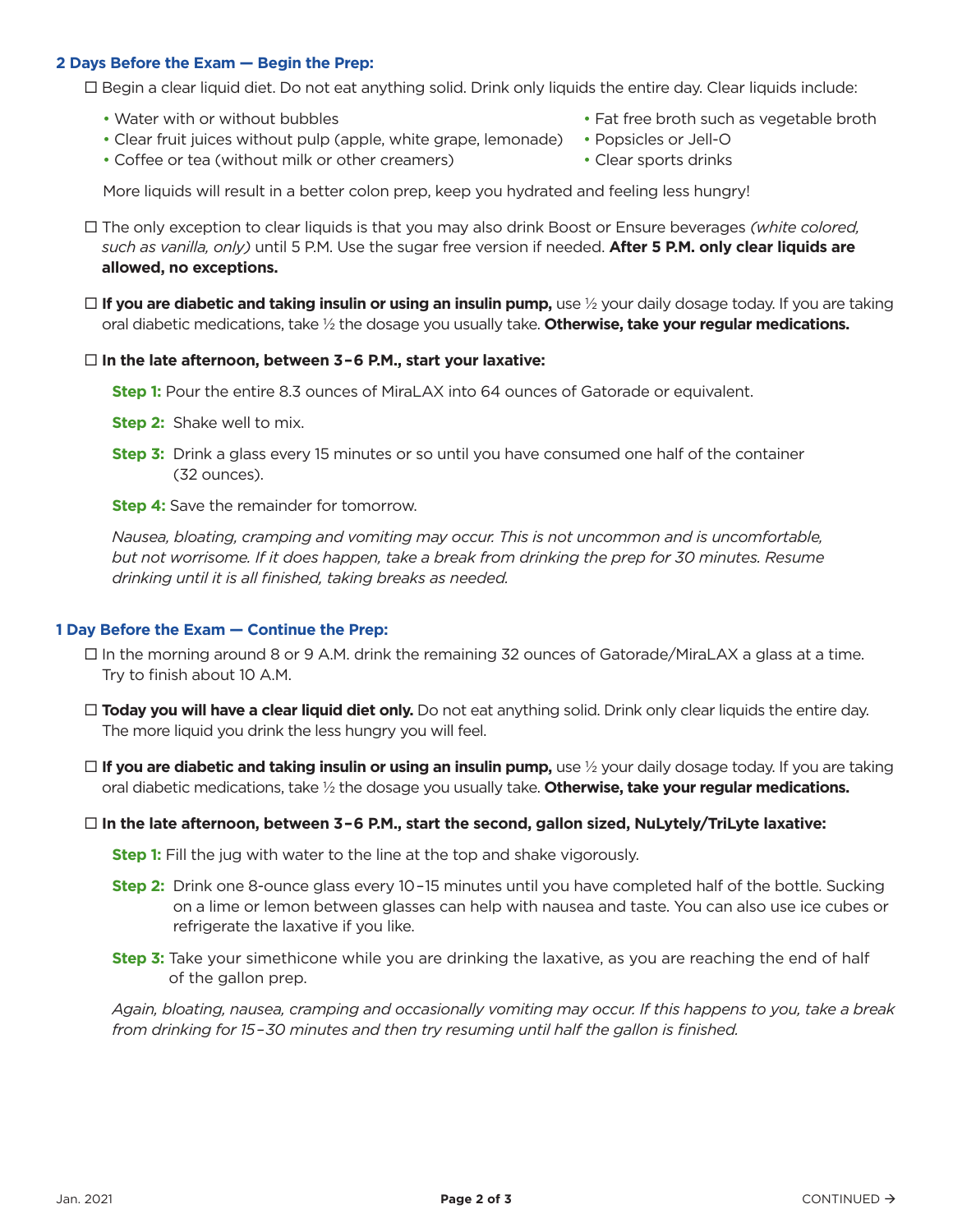## 2 Days Before the Exam — Begin the Prep:

☐ Begin a clear liquid diet. Do not eat anything solid. Drink only liquids the entire day. Clear liquids include:

- Water with or without bubbles
- Clear fruit juices without pulp (apple, white grape, lemonade)
- Coffee or tea (without milk or other creamers)
- Fat free broth such as vegetable broth
- Popsicles or Jell-O
- Clear sports drinks

More liquids will result in a better colon prep, keep you hydrated and feeling less hungry!

☐ The only exception to clear liquids is that you may also drink Boost or Ensure beverages *(white colored, such as vanilla, only)* until 5 P.M. Use the sugar free version if needed. **After 5 P.M. only clear liquids are allowed, no exceptions.**

☐ **If you are diabetic and taking insulin or using an insulin pump,** use ½ your daily dosage today. If you are taking oral diabetic medications, take ½ the dosage you usually take. **Otherwise, take your regular medications.**

☐ **In the late afternoon, between 3–6 P.M., start your laxative:**

**Step 1:** Pour the entire 8.3 ounces of MiraLAX into 64 ounces of Gatorade or equivalent.

**Step 2:** Shake well to mix.

**Step 3:** Drink a glass every 15 minutes or so until you have consumed one half of the container (32 ounces).

**Step 4:** Save the remainder for tomorrow.

*Nausea, bloating, cramping and vomiting may occur. This is not uncommon and is uncomfortable, but not worrisome. If it does happen, take a break from drinking the prep for 30 minutes. Resume drinking until it is all finished, taking breaks as needed.*

## 1 Day Before the Exam — Continue the Prep:

☐ In the morning around 8 or 9 A.M. drink the remaining 32 ounces of Gatorade/MiraLAX a glass at a time. Try to finish about 10 A.M.

☐ **Today you will have a clear liquid diet only.** Do not eat anything solid. Drink only clear liquids the entire day. The more liquid you drink the less hungry you will feel.

☐ **If you are diabetic and taking insulin or using an insulin pump,** use ½ your daily dosage today. If you are taking oral diabetic medications, take ½ the dosage you usually take. **Otherwise, take your regular medications.**

☐ **In the late afternoon, between 3–6 P.M., start the second, gallon sized, NuLytely/TriLyte laxative:**

**Step 1:** Fill the jug with water to the line at the top and shake vigorously.

**Step 2:** Drink one 8-ounce glass every 10–15 minutes until you have completed half of the bottle. Sucking on a lime or lemon between glasses can help with nausea and taste. You can also use ice cubes or refrigerate the laxative if you like.

**Step 3:** Take your simethicone while you are drinking the laxative, as you are reaching the end of half of the gallon prep.

*Again, bloating, nausea, cramping and occasionally vomiting may occur. If this happens to you, take a break from drinking for 15–30 minutes and then try resuming until half the gallon is finished.*

Jan. 2021

CONTINUED →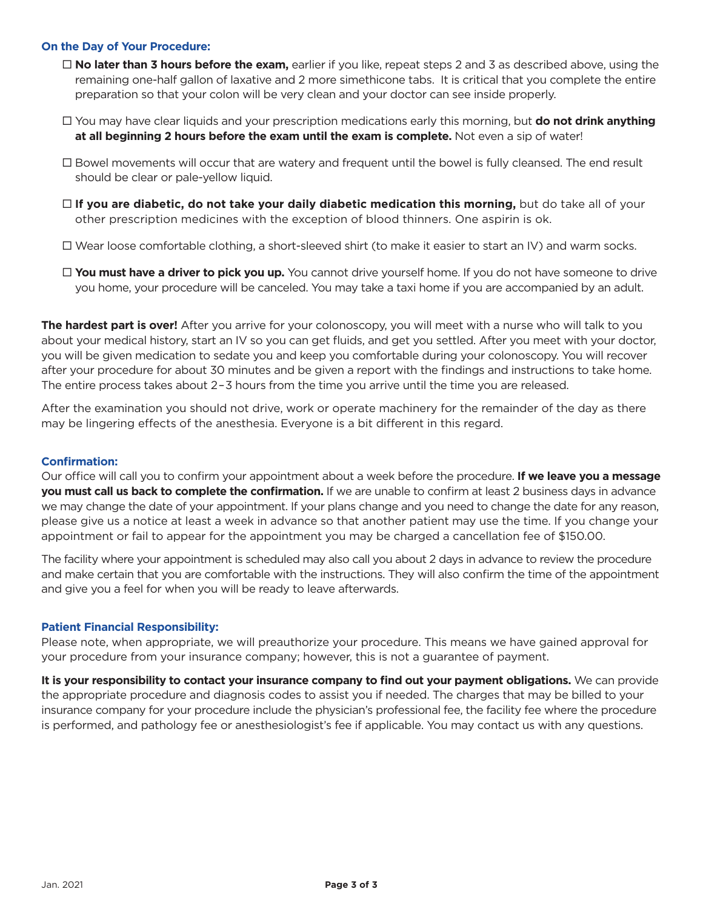### On the Day of Your Procedure:

- ☐ **No later than 3 hours before the exam,** earlier if you like, repeat steps 2 and 3 as described above, using the remaining one-half gallon of laxative and 2 more simethicone tabs. It is critical that you complete the entire preparation so that your colon will be very clean and your doctor can see inside properly.
- ☐ You may have clear liquids and your prescription medications early this morning, but **do not drink anything at all beginning 2 hours before the exam until the exam is complete.** Not even a sip of water!
- ☐ Bowel movements will occur that are watery and frequent until the bowel is fully cleansed. The end result should be clear or pale-yellow liquid.
- ☐ **If you are diabetic, do not take your daily diabetic medication this morning,** but do take all of your other prescription medicines with the exception of blood thinners. One aspirin is ok.
- ☐ Wear loose comfortable clothing, a short-sleeved shirt (to make it easier to start an IV) and warm socks.
- ☐ **You must have a driver to pick you up.** You cannot drive yourself home. If you do not have someone to drive you home, your procedure will be canceled. You may take a taxi home if you are accompanied by an adult.

**The hardest part is over!** After you arrive for your colonoscopy, you will meet with a nurse who will talk to you about your medical history, start an IV so you can get fluids, and get you settled. After you meet with your doctor, you will be given medication to sedate you and keep you comfortable during your colonoscopy. You will recover after your procedure for about 30 minutes and be given a report with the findings and instructions to take home. The entire process takes about 2–3 hours from the time you arrive until the time you are released.

After the examination you should not drive, work or operate machinery for the remainder of the day as there may be lingering effects of the anesthesia. Everyone is a bit different in this regard.

### Confirmation:

Our office will call you to confirm your appointment about a week before the procedure. **If we leave you a message you must call us back to complete the confirmation.** If we are unable to confirm at least 2 business days in advance we may change the date of your appointment. If your plans change and you need to change the date for any reason, please give us a notice at least a week in advance so that another patient may use the time. If you change your appointment or fail to appear for the appointment you may be charged a cancellation fee of $150.00.

The facility where your appointment is scheduled may also call you about 2 days in advance to review the procedure and make certain that you are comfortable with the instructions. They will also confirm the time of the appointment and give you a feel for when you will be ready to leave afterwards.

### Patient Financial Responsibility:

Please note, when appropriate, we will preauthorize your procedure. This means we have gained approval for your procedure from your insurance company; however, this is not a guarantee of payment.

**It is your responsibility to contact your insurance company to find out your payment obligations.** We can provide the appropriate procedure and diagnosis codes to assist you if needed. The charges that may be billed to your insurance company for your procedure include the physician's professional fee, the facility fee where the procedure is performed, and pathology fee or anesthesiologist's fee if applicable. You may contact us with any questions.

Jan. 2021